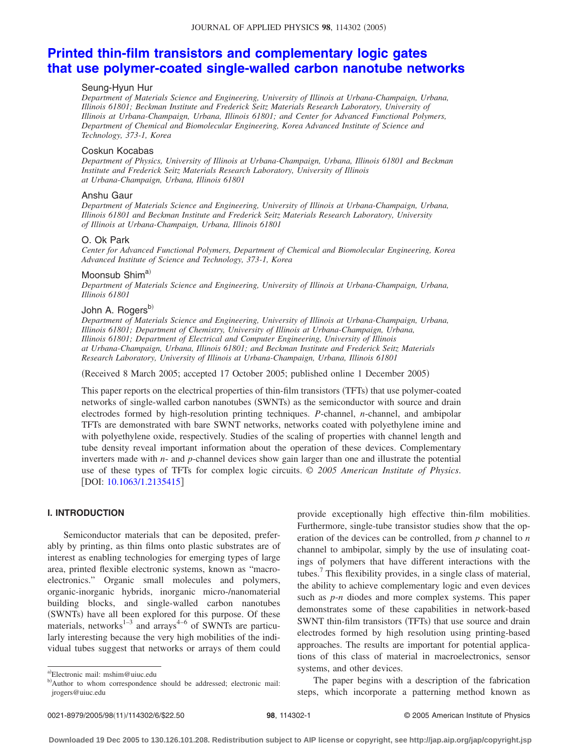# Printed thin-film transistors and complementary logic gates that use polymer-coated single-walled carbon nanotube networks

**Seung-Hyun Hur**

*Department of Materials Science and Engineering, University of Illinois at Urbana-Champaign, Urbana, Illinois 61801; Beckman Institute and Frederick Seitz Materials Research Laboratory, University of Illinois at Urbana-Champaign, Urbana, Illinois 61801; and Center for Advanced Functional Polymers, Department of Chemical and Biomolecular Engineering, Korea Advanced Institute of Science and Technology, 373-1, Korea*

**Coskun Kocabas**

*Department of Physics, University of Illinois at Urbana-Champaign, Urbana, Illinois 61801 and Beckman Institute and Frederick Seitz Materials Research Laboratory, University of Illinois at Urbana-Champaign, Urbana, Illinois 61801*

**Anshu Gaur**

*Department of Materials Science and Engineering, University of Illinois at Urbana-Champaign, Urbana, Illinois 61801 and Beckman Institute and Frederick Seitz Materials Research Laboratory, University of Illinois at Urbana-Champaign, Urbana, Illinois 61801*

**O. Ok Park**

*Center for Advanced Functional Polymers, Department of Chemical and Biomolecular Engineering, Korea Advanced Institute of Science and Technology, 373-1, Korea*

**Moonsub Shim**[a]

*Department of Materials Science and Engineering, University of Illinois at Urbana-Champaign, Urbana, Illinois 61801*

**John A. Rogers**[b]

*Department of Materials Science and Engineering, University of Illinois at Urbana-Champaign, Urbana, Illinois 61801; Department of Chemistry, University of Illinois at Urbana-Champaign, Urbana, Illinois 61801; Department of Electrical and Computer Engineering, University of Illinois at Urbana-Champaign, Urbana, Illinois 61801; and Beckman Institute and Frederick Seitz Materials Research Laboratory, University of Illinois at Urbana-Champaign, Urbana, Illinois 61801*

(Received 8 March 2005; accepted 17 October 2005; published online 1 December 2005)

This paper reports on the electrical properties of thin-film transistors (TFTs) that use polymer-coated networks of single-walled carbon nanotubes (SWNTs) as the semiconductor with source and drain electrodes formed by high-resolution printing techniques. *P*-channel, *n*-channel, and ambipolar TFTs are demonstrated with bare SWNT networks, networks coated with polyethylene imine and with polyethylene oxide, respectively. Studies of the scaling of properties with channel length and tube density reveal important information about the operation of these devices. Complementary inverters made with *n*- and *p*-channel devices show gain larger than one and illustrate the potential use of these types of TFTs for complex logic circuits. © *2005 American Institute of Physics*. [DOI: 10.1063/1.2135415]

## I. INTRODUCTION

Semiconductor materials that can be deposited, preferably by printing, as thin films onto plastic substrates are of interest as enabling technologies for emerging types of large area, printed flexible electronic systems, known as "macroelectronics." Organic small molecules and polymers, organic-inorganic hybrids, inorganic micro-/nanomaterial building blocks, and single-walled carbon nanotubes (SWNTs) have all been explored for this purpose. Of these materials, networks[1–3] and arrays[4–6] of SWNTs are particularly interesting because the very high mobilities of the individual tubes suggest that networks or arrays of them could provide exceptionally high effective thin-film mobilities. Furthermore, single-tube transistor studies show that the operation of the devices can be controlled, from *p* channel to *n* channel to ambipolar, simply by the use of insulating coatings of polymers that have different interactions with the tubes.[7] This flexibility provides, in a single class of material, the ability to achieve complementary logic and even devices such as *p-n* diodes and more complex systems. This paper demonstrates some of these capabilities in network-based SWNT thin-film transistors (TFTs) that use source and drain electrodes formed by high resolution using printing-based approaches. The results are important for potential applications of this class of material in macroelectronics, sensor systems, and other devices.

The paper begins with a description of the fabrication steps, which incorporate a patterning method known as

[a]Electronic mail: mshim@uiuc.edu

[b]Author to whom correspondence should be addressed; electronic mail: jrogers@uiuc.edu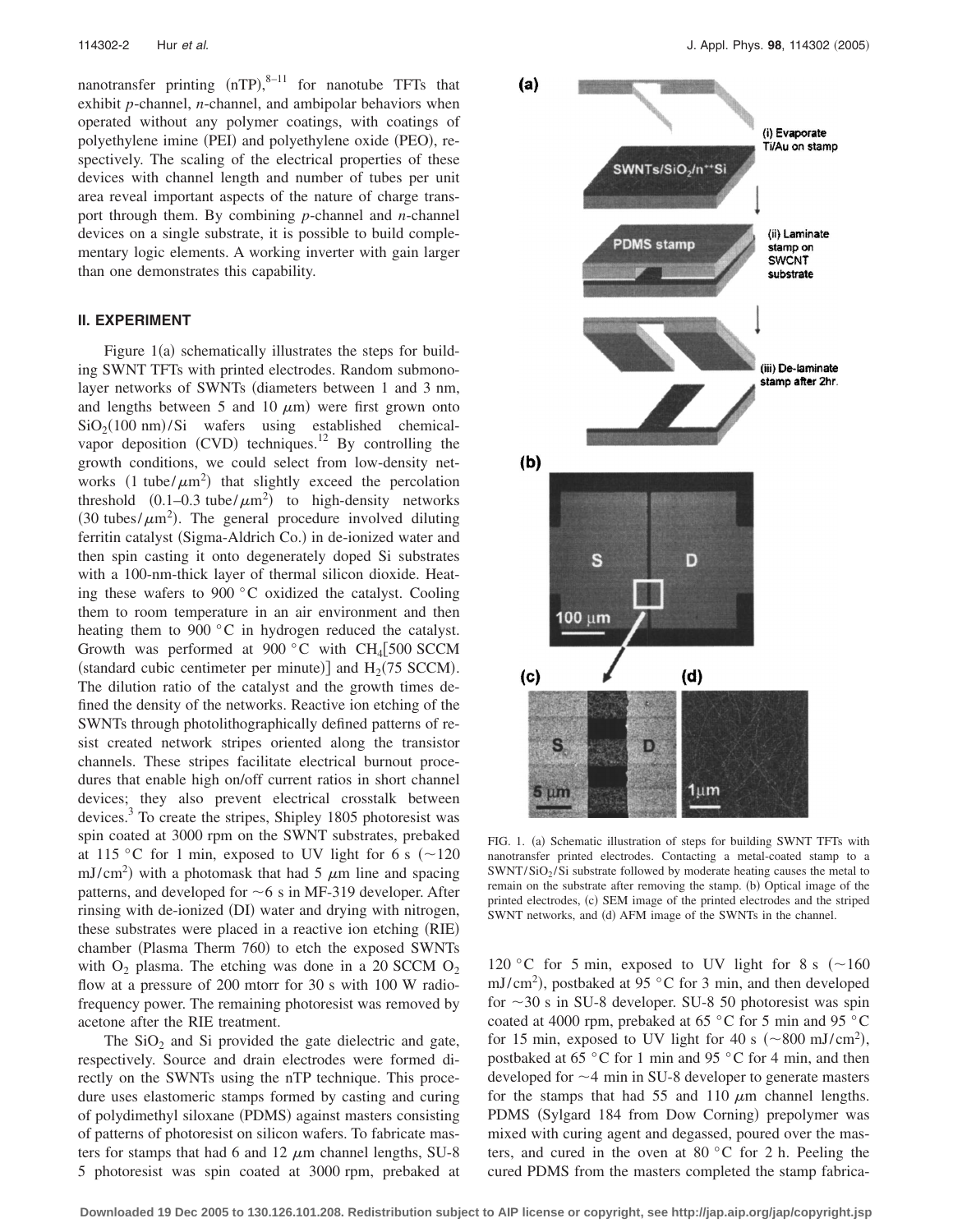nanotransfer printing (nTP),[8–11] for nanotube TFTs that exhibit *p*-channel, *n*-channel, and ambipolar behaviors when operated without any polymer coatings, with coatings of polyethylene imine (PEI) and polyethylene oxide (PEO), respectively. The scaling of the electrical properties of these devices with channel length and number of tubes per unit area reveal important aspects of the nature of charge transport through them. By combining *p*-channel and *n*-channel devices on a single substrate, it is possible to build complementary logic elements. A working inverter with gain larger than one demonstrates this capability.

## II. EXPERIMENT

Figure 1(a) schematically illustrates the steps for building SWNT TFTs with printed electrodes. Random submonolayer networks of SWNTs (diameters between 1 and 3 nm, and lengths between 5 and 10 $\mu$m) were first grown onto $SiO_2$(100 nm)/Si wafers using established chemical-vapor deposition (CVD) techniques.[12] By controlling the growth conditions, we could select from low-density networks (1 tube/$\mu$m$^2$) that slightly exceed the percolation threshold (0.1–0.3 tube/$\mu$m$^2$) to high-density networks (30 tubes/$\mu$m$^2$). The general procedure involved diluting ferritin catalyst (Sigma-Aldrich Co.) in de-ionized water and then spin casting it onto degenerately doped Si substrates with a 100-nm-thick layer of thermal silicon dioxide. Heating these wafers to 900 °C oxidized the catalyst. Cooling them to room temperature in an air environment and then heating them to 900 °C in hydrogen reduced the catalyst. Growth was performed at 900 °C with $CH_4$[500 SCCM (standard cubic centimeter per minute)] and $H_2$(75 SCCM). The dilution ratio of the catalyst and the growth times defined the density of the networks. Reactive ion etching of the SWNTs through photolithographically defined patterns of resist created network stripes oriented along the transistor channels. These stripes facilitate electrical burnout procedures that enable high on/off current ratios in short channel devices; they also prevent electrical crosstalk between devices.[3] To create the stripes, Shipley 1805 photoresist was spin coated at 3000 rpm on the SWNT substrates, prebaked at 115 °C for 1 min, exposed to UV light for 6 s (~120 mJ/cm$^2$) with a photomask that had 5 $\mu$m line and spacing patterns, and developed for ~6 s in MF-319 developer. After rinsing with de-ionized (DI) water and drying with nitrogen, these substrates were placed in a reactive ion etching (RIE) chamber (Plasma Therm 760) to etch the exposed SWNTs with $O_2$ plasma. The etching was done in a 20 SCCM $O_2$ flow at a pressure of 200 mtorr for 30 s with 100 W radio-frequency power. The remaining photoresist was removed by acetone after the RIE treatment.

The $SiO_2$ and Si provided the gate dielectric and gate, respectively. Source and drain electrodes were formed directly on the SWNTs using the nTP technique. This procedure uses elastomeric stamps formed by casting and curing of polydimethyl siloxane (PDMS) against masters consisting of patterns of photoresist on silicon wafers. To fabricate masters for stamps that had 6 and 12 $\mu$m channel lengths, SU-8 5 photoresist was spin coated at 3000 rpm, prebaked at 120 °C for 5 min, exposed to UV light for 8 s (~160 mJ/cm$^2$), postbaked at 95 °C for 3 min, and then developed for ~30 s in SU-8 developer. SU-8 50 photoresist was spin coated at 4000 rpm, prebaked at 65 °C for 5 min and 95 °C for 15 min, exposed to UV light for 40 s (~800 mJ/cm$^2$), postbaked at 65 °C for 1 min and 95 °C for 4 min, and then developed for ~4 min in SU-8 developer to generate masters for the stamps that had 55 and 110 $\mu$m channel lengths. PDMS (Sylgard 184 from Dow Corning) prepolymer was mixed with curing agent and degassed, poured over the masters, and cured in the oven at 80 °C for 2 h. Peeling the cured PDMS from the masters completed the stamp fabrica-

FIG. 1. (a) Schematic illustration of steps for building SWNT TFTs with nanotransfer printed electrodes. Contacting a metal-coated stamp to a SWNT/$SiO_2$/Si substrate followed by moderate heating causes the metal to remain on the substrate after removing the stamp. (b) Optical image of the printed electrodes, (c) SEM image of the printed electrodes and the striped SWNT networks, and (d) AFM image of the SWNTs in the channel.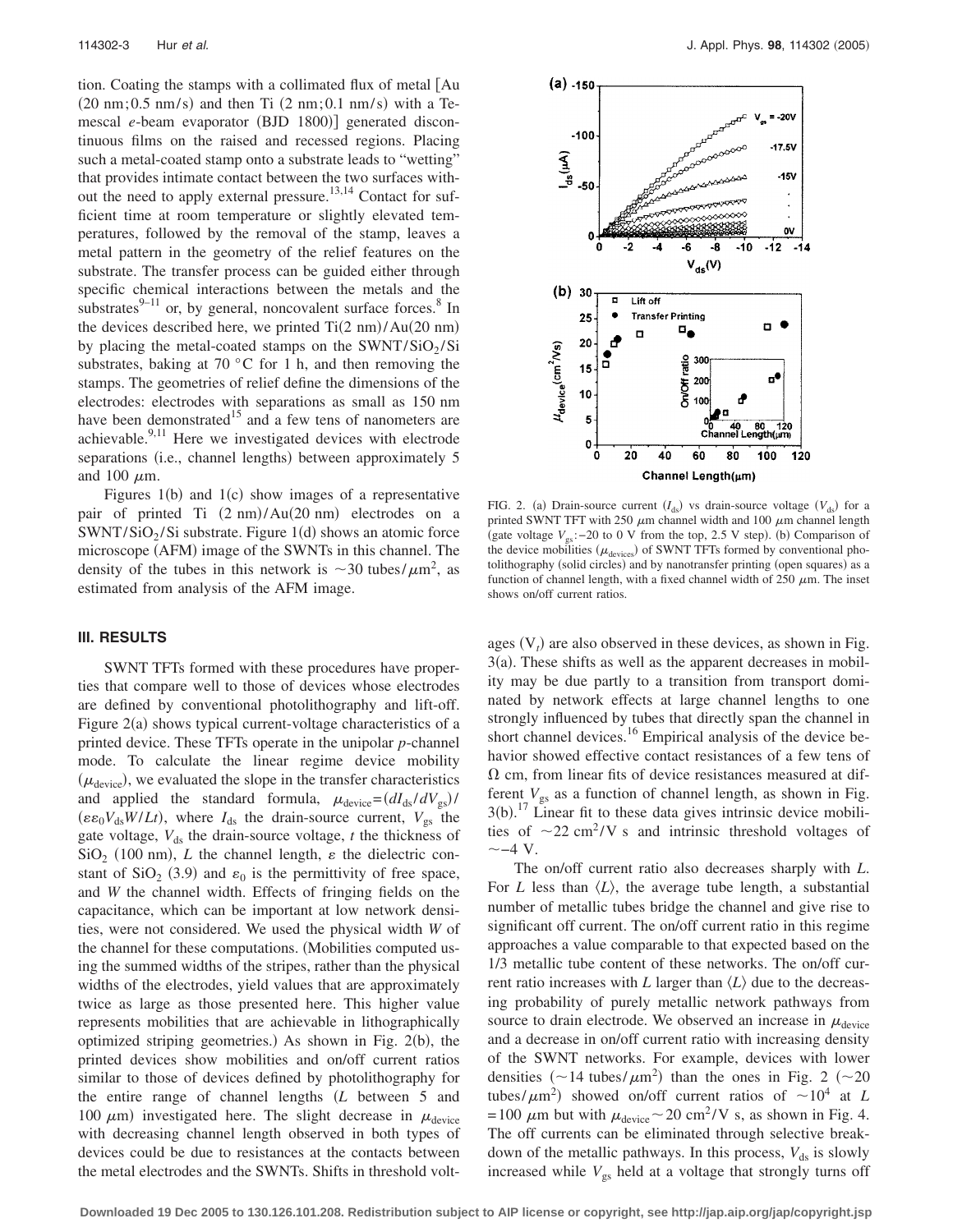tion. Coating the stamps with a collimated flux of metal [Au (20 nm; 0.5 nm/s) and then Ti (2 nm; 0.1 nm/s) with a Temescal *e*-beam evaporator (BJD 1800)] generated discontinuous films on the raised and recessed regions. Placing such a metal-coated stamp onto a substrate leads to "wetting" that provides intimate contact between the two surfaces without the need to apply external pressure.[13,14] Contact for sufficient time at room temperature or slightly elevated temperatures, followed by the removal of the stamp, leaves a metal pattern in the geometry of the relief features on the substrate. The transfer process can be guided either through specific chemical interactions between the metals and the substrates[9–11] or, by general, noncovalent surface forces.[8] In the devices described here, we printed Ti(2 nm)/Au(20 nm) by placing the metal-coated stamps on the SWNT/$SiO_2$/Si substrates, baking at 70 °C for 1 h, and then removing the stamps. The geometries of relief define the dimensions of the electrodes: electrodes with separations as small as 150 nm have been demonstrated[15] and a few tens of nanometers are achievable.[9,11] Here we investigated devices with electrode separations (i.e., channel lengths) between approximately 5 and 100 $\mu$m.

Figures 1(b) and 1(c) show images of a representative pair of printed Ti (2 nm)/Au(20 nm) electrodes on a SWNT/$SiO_2$/Si substrate. Figure 1(d) shows an atomic force microscope (AFM) image of the SWNTs in this channel. The density of the tubes in this network is $\sim$30 tubes/$\mu m^2$, as estimated from analysis of the AFM image.

## III. RESULTS

SWNT TFTs formed with these procedures have properties that compare well to those of devices whose electrodes are defined by conventional photolithography and lift-off. Figure 2(a) shows typical current-voltage characteristics of a printed device. These TFTs operate in the unipolar *p*-channel mode. To calculate the linear regime device mobility ($\mu_{\text{device}}$), we evaluated the slope in the transfer characteristics and applied the standard formula, $\mu_{\text{device}} = (dI_{ds}/dV_{gs}) / (\varepsilon\varepsilon_0 V_{ds} W/Lt)$, where $I_{ds}$ the drain-source current, $V_{gs}$ the gate voltage, $V_{ds}$ the drain-source voltage, $t$ the thickness of $SiO_2$ (100 nm), $L$ the channel length, $\varepsilon$ the dielectric constant of $SiO_2$ (3.9) and $\varepsilon_0$ is the permittivity of free space, and $W$ the channel width. Effects of fringing fields on the capacitance, which can be important at low network densities, were not considered. We used the physical width $W$ of the channel for these computations. (Mobilities computed using the summed widths of the stripes, rather than the physical widths of the electrodes, yield values that are approximately twice as large as those presented here. This higher value represents mobilities that are achievable in lithographically optimized striping geometries.) As shown in Fig. 2(b), the printed devices show mobilities and on/off current ratios similar to those of devices defined by photolithography for the entire range of channel lengths ($L$ between 5 and 100 $\mu$m) investigated here. The slight decrease in $\mu_{\text{device}}$ with decreasing channel length observed in both types of devices could be due to resistances at the contacts between the metal electrodes and the SWNTs. Shifts in threshold voltages ($V_t$) are also observed in these devices, as shown in Fig. 3(a). These shifts as well as the apparent decreases in mobility may be due partly to a transition from transport dominated by network effects at large channel lengths to one strongly influenced by tubes that directly span the channel in short channel devices.[16] Empirical analysis of the device behavior showed effective contact resistances of a few tens of Ω cm, from linear fits of device resistances measured at different $V_{gs}$ as a function of channel length, as shown in Fig. 3(b).[17] Linear fit to these data gives intrinsic device mobilities of $\sim$22 $cm^2$/V s and intrinsic threshold voltages of $\sim -4$ V.

FIG. 2. (a) Drain-source current ($I_{ds}$) vs drain-source voltage ($V_{ds}$) for a printed SWNT TFT with 250 $\mu$m channel width and 100 $\mu$m channel length (gate voltage $V_{gs}$: −20 to 0 V from the top, 2.5 V step). (b) Comparison of the device mobilities ($\mu_{\text{devices}}$) of SWNT TFTs formed by conventional photolithography (solid circles) and by nanotransfer printing (open squares) as a function of channel length, with a fixed channel width of 250 $\mu$m. The inset shows on/off current ratios.

The on/off current ratio also decreases sharply with $L$. For $L$ less than $\langle L \rangle$, the average tube length, a substantial number of metallic tubes bridge the channel and give rise to significant off current. The on/off current ratio in this regime approaches a value comparable to that expected based on the 1/3 metallic tube content of these networks. The on/off current ratio increases with $L$ larger than $\langle L \rangle$ due to the decreasing probability of purely metallic network pathways from source to drain electrode. We observed an increase in $\mu_{\text{device}}$ and a decrease in on/off current ratio with increasing density of the SWNT networks. For example, devices with lower densities ($\sim$14 tubes/$\mu m^2$) than the ones in Fig. 2 ($\sim$20 tubes/$\mu m^2$) showed on/off current ratios of $\sim 10^4$ at $L = 100$ $\mu$m but with $\mu_{\text{device}} \sim 20$ $cm^2$/V s, as shown in Fig. 4. The off currents can be eliminated through selective breakdown of the metallic pathways. In this process, $V_{ds}$ is slowly increased while $V_{gs}$ held at a voltage that strongly turns off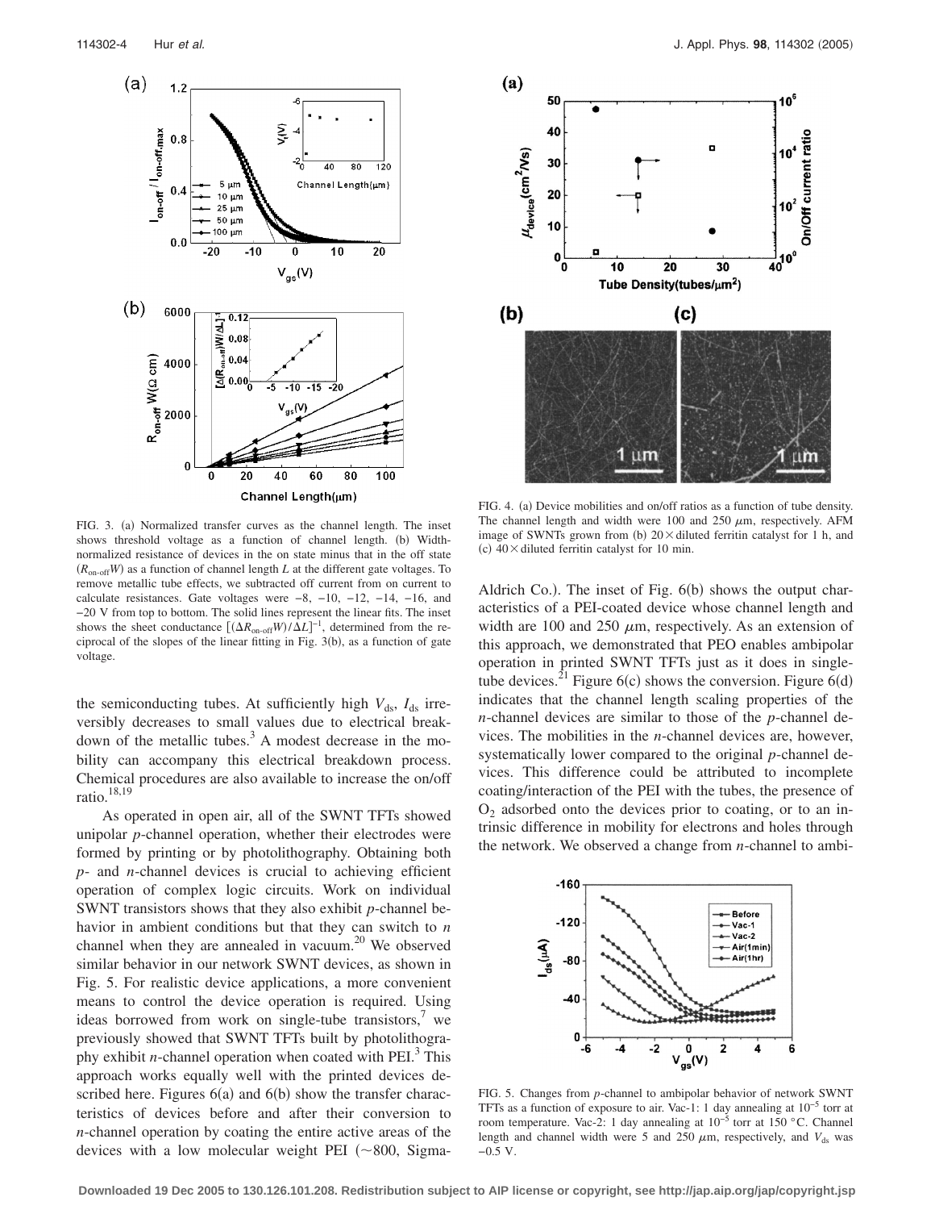FIG. 3. (a) Normalized transfer curves as the channel length. The inset shows threshold voltage as a function of channel length. (b) Width-normalized resistance of devices in the on state minus that in the off state ($R_{\text{on-off}}W$) as a function of channel length $L$ at the different gate voltages. To remove metallic tube effects, we subtracted off current from on current to calculate resistances. Gate voltages were −8, −10, −12, −14, −16, and −20 V from top to bottom. The solid lines represent the linear fits. The inset shows the sheet conductance $[(\Delta R_{\text{on-off}}W)/\Delta L]^{-1}$, determined from the reciprocal of the slopes of the linear fitting in Fig. 3(b), as a function of gate voltage.

the semiconducting tubes. At sufficiently high $V_{ds}$, $I_{ds}$ irreversibly decreases to small values due to electrical breakdown of the metallic tubes.[3] A modest decrease in the mobility can accompany this electrical breakdown process. Chemical procedures are also available to increase the on/off ratio.[18,19]

As operated in open air, all of the SWNT TFTs showed unipolar *p*-channel operation, whether their electrodes were formed by printing or by photolithography. Obtaining both *p*- and *n*-channel devices is crucial to achieving efficient operation of complex logic circuits. Work on individual SWNT transistors shows that they also exhibit *p*-channel behavior in ambient conditions but that they can switch to *n* channel when they are annealed in vacuum.[20] We observed similar behavior in our network SWNT devices, as shown in Fig. 5. For realistic device applications, a more convenient means to control the device operation is required. Using ideas borrowed from work on single-tube transistors,[7] we previously showed that SWNT TFTs built by photolithography exhibit *n*-channel operation when coated with PEI.[3] This approach works equally well with the printed devices described here. Figures 6(a) and 6(b) show the transfer characteristics of devices before and after their conversion to *n*-channel operation by coating the entire active areas of the devices with a low molecular weight PEI (~800, Sigma-Aldrich Co.). The inset of Fig. 6(b) shows the output characteristics of a PEI-coated device whose channel length and width are 100 and 250 μm, respectively. As an extension of this approach, we demonstrated that PEO enables ambipolar operation in printed SWNT TFTs just as it does in single-tube devices.[21] Figure 6(c) shows the conversion. Figure 6(d) indicates that the channel length scaling properties of the *n*-channel devices are similar to those of the *p*-channel devices. The mobilities in the *n*-channel devices are, however, systematically lower compared to the original *p*-channel devices. This difference could be attributed to incomplete coating/interaction of the PEI with the tubes, the presence of $O_2$ adsorbed onto the devices prior to coating, or to an intrinsic difference in mobility for electrons and holes through the network. We observed a change from *n*-channel to ambi-

FIG. 4. (a) Device mobilities and on/off ratios as a function of tube density. The channel length and width were 100 and 250 μm, respectively. AFM image of SWNTs grown from (b) 20× diluted ferritin catalyst for 1 h, and (c) 40× diluted ferritin catalyst for 10 min.

FIG. 5. Changes from *p*-channel to ambipolar behavior of network SWNT TFTs as a function of exposure to air. Vac-1: 1 day annealing at $10^{-5}$ torr at room temperature. Vac-2: 1 day annealing at $10^{-5}$ torr at 150 °C. Channel length and channel width were 5 and 250 μm, respectively, and $V_{ds}$ was −0.5 V.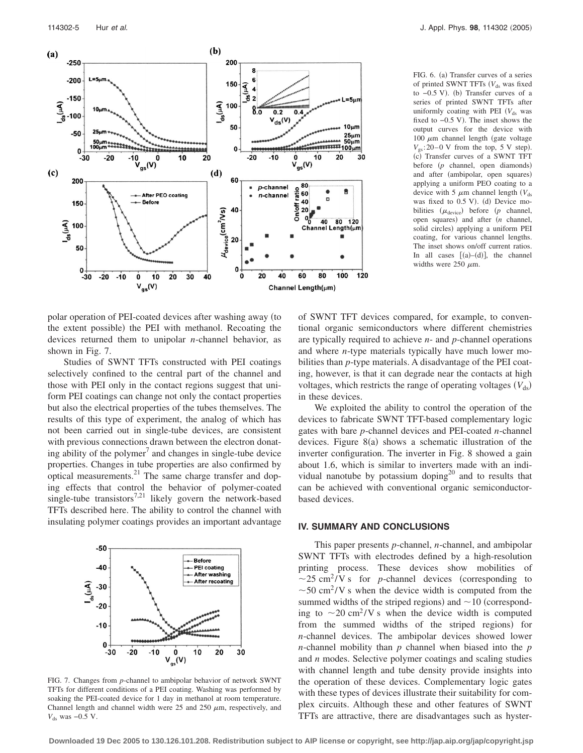FIG. 6. (a) Transfer curves of a series of printed SWNT TFTs ($V_{ds}$ was fixed to −0.5 V). (b) Transfer curves of a series of printed SWNT TFTs after uniformly coating with PEI ($V_{ds}$ was fixed to −0.5 V). The inset shows the output curves for the device with 100 $\mu$m channel length (gate voltage $V_{gs}$: 20–0 V from the top, 5 V step). (c) Transfer curves of a SWNT TFT before (*p* channel, open diamonds) and after (ambipolar, open squares) applying a uniform PEO coating to a device with 5 $\mu$m channel length ($V_{ds}$ was fixed to 0.5 V). (d) Device mobilities ($\mu_{device}$) before (*p* channel, open squares) and after (*n* channel, solid circles) applying a uniform PEI coating, for various channel lengths. The inset shows on/off current ratios. In all cases [(a)–(d)], the channel widths were 250 $\mu$m.

polar operation of PEI-coated devices after washing away (to the extent possible) the PEI with methanol. Recoating the devices returned them to unipolar *n*-channel behavior, as shown in Fig. 7.

Studies of SWNT TFTs constructed with PEI coatings selectively confined to the central part of the channel and those with PEI only in the contact regions suggest that uniform PEI coatings can change not only the contact properties but also the electrical properties of the tubes themselves. The results of this type of experiment, the analog of which has not been carried out in single-tube devices, are consistent with previous connections drawn between the electron donating ability of the polymer[7] and changes in single-tube device properties. Changes in tube properties are also confirmed by optical measurements.[21] The same charge transfer and doping effects that control the behavior of polymer-coated single-tube transistors[7,21] likely govern the network-based TFTs described here. The ability to control the channel with insulating polymer coatings provides an important advantage of SWNT TFT devices compared, for example, to conventional organic semiconductors where different chemistries are typically required to achieve *n*- and *p*-channel operations and where *n*-type materials typically have much lower mobilities than *p*-type materials. A disadvantage of the PEI coating, however, is that it can degrade near the contacts at high voltages, which restricts the range of operating voltages ($V_{ds}$) in these devices.

FIG. 7. Changes from *p*-channel to ambipolar behavior of network SWNT TFTs for different conditions of a PEI coating. Washing was performed by soaking the PEI-coated device for 1 day in methanol at room temperature. Channel length and channel width were 25 and 250 $\mu$m, respectively, and $V_{ds}$ was −0.5 V.

We exploited the ability to control the operation of the devices to fabricate SWNT TFT-based complementary logic gates with bare *p*-channel devices and PEI-coated *n*-channel devices. Figure 8(a) shows a schematic illustration of the inverter configuration. The inverter in Fig. 8 showed a gain about 1.6, which is similar to inverters made with an individual nanotube by potassium doping[20] and to results that can be achieved with conventional organic semiconductor-based devices.

## IV. SUMMARY AND CONCLUSIONS

This paper presents *p*-channel, *n*-channel, and ambipolar SWNT TFTs with electrodes defined by a high-resolution printing process. These devices show mobilities of ~25 cm$^2$/V s for *p*-channel devices (corresponding to ~50 cm$^2$/V s when the device width is computed from the summed widths of the striped regions) and ~10 (corresponding to ~20 cm$^2$/V s when the device width is computed from the summed widths of the striped regions) for *n*-channel devices. The ambipolar devices showed lower *n*-channel mobility than *p* channel when biased into the *p* and *n* modes. Selective polymer coatings and scaling studies with channel length and tube density provide insights into the operation of these devices. Complementary logic gates with these types of devices illustrate their suitability for complex circuits. Although these and other features of SWNT TFTs are attractive, there are disadvantages such as hyster-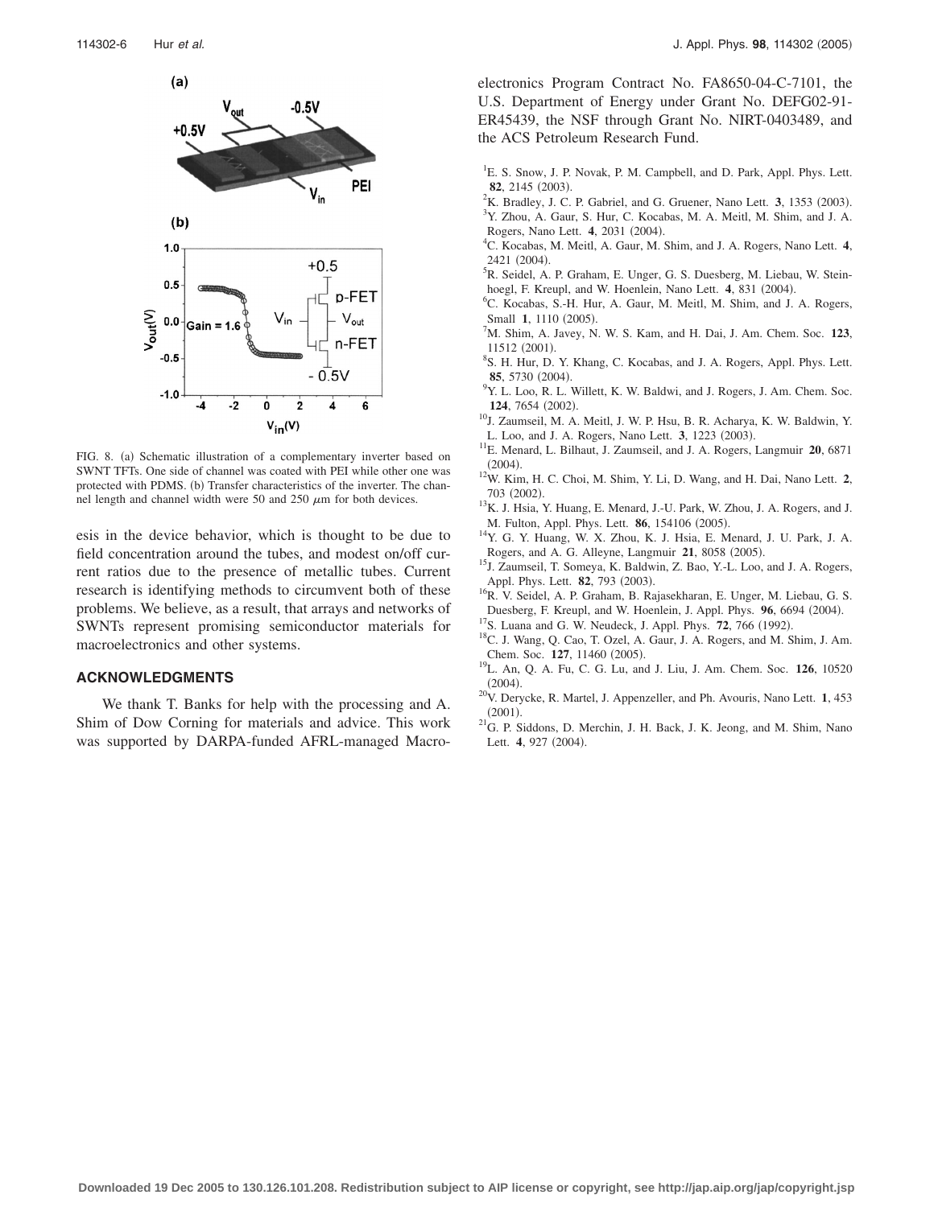(a)

$V_{out}$

-0.5V

+0.5V

PEI

$V_{in}$

(b)

1.0

0.5

0.0

-0.5

-1.0

$V_{out}$(V)

Gain = 1.6

+0.5

p-FET

$V_{in}$

$V_{out}$

n-FET

- 0.5V

-4 -2 0 2 4 6

$V_{in}$(V)

FIG. 8. (a) Schematic illustration of a complementary inverter based on SWNT TFTs. One side of channel was coated with PEI while other one was protected with PDMS. (b) Transfer characteristics of the inverter. The channel length and channel width were 50 and 250 $\mu$m for both devices.

esis in the device behavior, which is thought to be due to field concentration around the tubes, and modest on/off current ratios due to the presence of metallic tubes. Current research is identifying methods to circumvent both of these problems. We believe, as a result, that arrays and networks of SWNTs represent promising semiconductor materials for macroelectronics and other systems.

## ACKNOWLEDGMENTS

We thank T. Banks for help with the processing and A. Shim of Dow Corning for materials and advice. This work was supported by DARPA-funded AFRL-managed Macroelectronics Program Contract No. FA8650-04-C-7101, the U.S. Department of Energy under Grant No. DEFG02-91-ER45439, the NSF through Grant No. NIRT-0403489, and the ACS Petroleum Research Fund.

[1] E. S. Snow, J. P. Novak, P. M. Campbell, and D. Park, Appl. Phys. Lett. **82**, 2145 (2003).
[2] K. Bradley, J. C. P. Gabriel, and G. Gruener, Nano Lett. **3**, 1353 (2003).
[3] Y. Zhou, A. Gaur, S. Hur, C. Kocabas, M. A. Meitl, M. Shim, and J. A. Rogers, Nano Lett. **4**, 2031 (2004).
[4] C. Kocabas, M. Meitl, A. Gaur, M. Shim, and J. A. Rogers, Nano Lett. **4**, 2421 (2004).
[5] R. Seidel, A. P. Graham, E. Unger, G. S. Duesberg, M. Liebau, W. Steinhoegl, F. Kreupl, and W. Hoenlein, Nano Lett. **4**, 831 (2004).
[6] C. Kocabas, S.-H. Hur, A. Gaur, M. Meitl, M. Shim, and J. A. Rogers, Small **1**, 1110 (2005).
[7] M. Shim, A. Javey, N. W. S. Kam, and H. Dai, J. Am. Chem. Soc. **123**, 11512 (2001).
[8] S. H. Hur, D. Y. Khang, C. Kocabas, and J. A. Rogers, Appl. Phys. Lett. **85**, 5730 (2004).
[9] Y. L. Loo, R. L. Willett, K. W. Baldwi, and J. Rogers, J. Am. Chem. Soc. **124**, 7654 (2002).
[10] J. Zaumseil, M. A. Meitl, J. W. P. Hsu, B. R. Acharya, K. W. Baldwin, Y. L. Loo, and J. A. Rogers, Nano Lett. **3**, 1223 (2003).
[11] E. Menard, L. Bilhaut, J. Zaumseil, and J. A. Rogers, Langmuir **20**, 6871 (2004).
[12] W. Kim, H. C. Choi, M. Shim, Y. Li, D. Wang, and H. Dai, Nano Lett. **2**, 703 (2002).
[13] K. J. Hsia, Y. Huang, E. Menard, J.-U. Park, W. Zhou, J. A. Rogers, and J. M. Fulton, Appl. Phys. Lett. **86**, 154106 (2005).
[14] Y. G. Y. Huang, W. X. Zhou, K. J. Hsia, E. Menard, J. U. Park, J. A. Rogers, and A. G. Alleyne, Langmuir **21**, 8058 (2005).
[15] J. Zaumseil, T. Someya, K. Baldwin, Z. Bao, Y.-L. Loo, and J. A. Rogers, Appl. Phys. Lett. **82**, 793 (2003).
[16] R. V. Seidel, A. P. Graham, B. Rajasekharan, E. Unger, M. Liebau, G. S. Duesberg, F. Kreupl, and W. Hoenlein, J. Appl. Phys. **96**, 6694 (2004).
[17] S. Luana and G. W. Neudeck, J. Appl. Phys. **72**, 766 (1992).
[18] C. J. Wang, Q. Cao, T. Ozel, A. Gaur, J. A. Rogers, and M. Shim, J. Am. Chem. Soc. **127**, 11460 (2005).
[19] L. An, Q. A. Fu, C. G. Lu, and J. Liu, J. Am. Chem. Soc. **126**, 10520 (2004).
[20] V. Derycke, R. Martel, J. Appenzeller, and Ph. Avouris, Nano Lett. **1**, 453 (2001).
[21] G. P. Siddons, D. Merchin, J. H. Back, J. K. Jeong, and M. Shim, Nano Lett. **4**, 927 (2004).